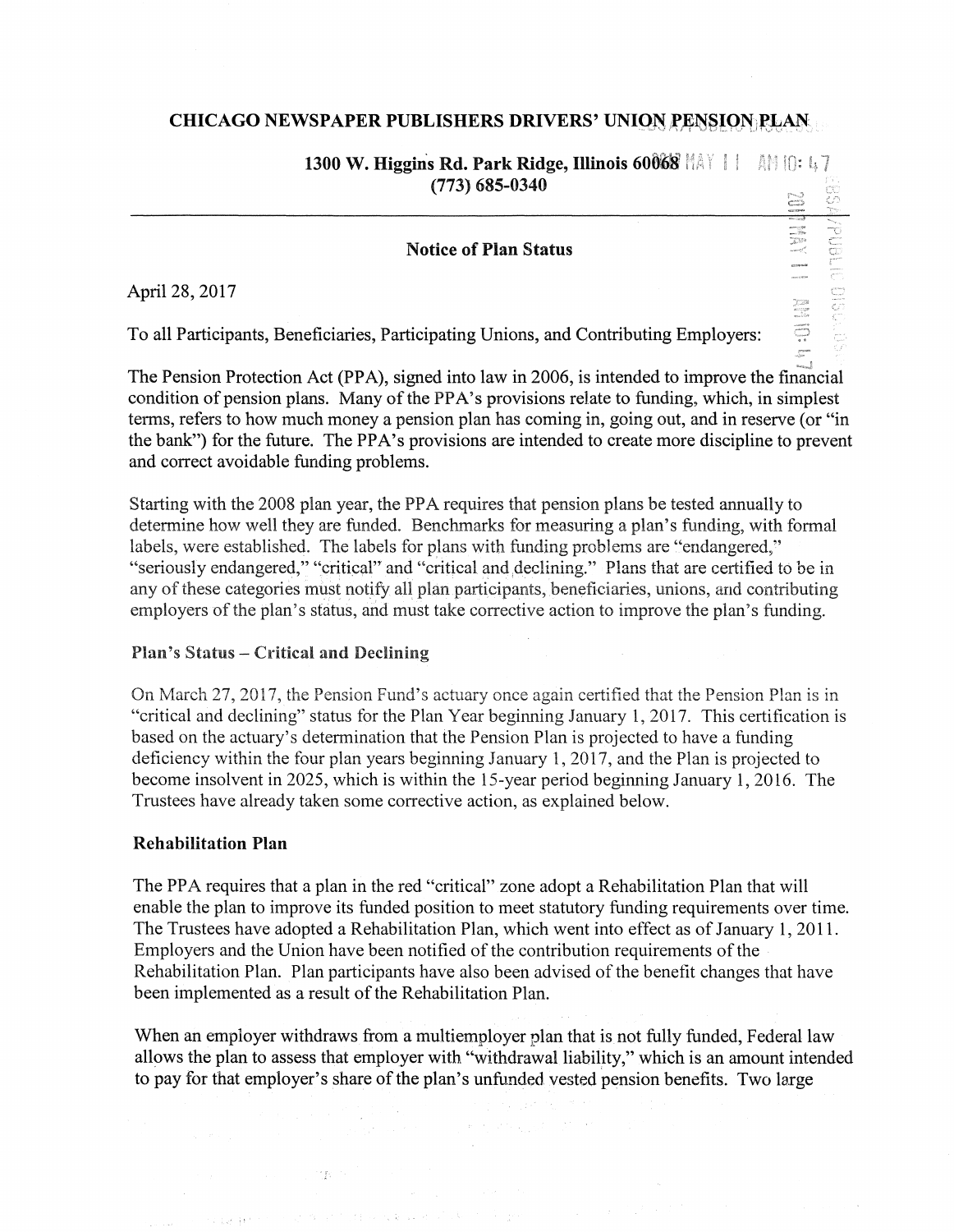# CHICAGO NEWSPAPER PUBLISHERS DRIVERS' UNION PENSION PLAN

**1300 W. Higgins Rd. Park Ridge, Illinois 60068**
**(773) 685-0340**

---

## Notice of Plan Status

April 28, 2017

To all Participants, Beneficiaries, Participating Unions, and Contributing Employers:

The Pension Protection Act (PPA), signed into law in 2006, is intended to improve the financial condition of pension plans. Many of the PPA's provisions relate to funding, which, in simplest terms, refers to how much money a pension plan has coming in, going out, and in reserve (or "in the bank") for the future. The PPA's provisions are intended to create more discipline to prevent and correct avoidable funding problems.

Starting with the 2008 plan year, the PPA requires that pension plans be tested annually to determine how well they are funded. Benchmarks for measuring a plan's funding, with formal labels, were established. The labels for plans with funding problems are "endangered," "seriously endangered," "critical" and "critical and declining." Plans that are certified to be in any of these categories must notify all plan participants, beneficiaries, unions, and contributing employers of the plan's status, and must take corrective action to improve the plan's funding.

### Plan's Status – Critical and Declining

On March 27, 2017, the Pension Fund's actuary once again certified that the Pension Plan is in "critical and declining" status for the Plan Year beginning January 1, 2017. This certification is based on the actuary's determination that the Pension Plan is projected to have a funding deficiency within the four plan years beginning January 1, 2017, and the Plan is projected to become insolvent in 2025, which is within the 15-year period beginning January 1, 2016. The Trustees have already taken some corrective action, as explained below.

### Rehabilitation Plan

The PPA requires that a plan in the red "critical" zone adopt a Rehabilitation Plan that will enable the plan to improve its funded position to meet statutory funding requirements over time. The Trustees have adopted a Rehabilitation Plan, which went into effect as of January 1, 2011. Employers and the Union have been notified of the contribution requirements of the Rehabilitation Plan. Plan participants have also been advised of the benefit changes that have been implemented as a result of the Rehabilitation Plan.

When an employer withdraws from a multiemployer plan that is not fully funded, Federal law allows the plan to assess that employer with "withdrawal liability," which is an amount intended to pay for that employer's share of the plan's unfunded vested pension benefits. Two large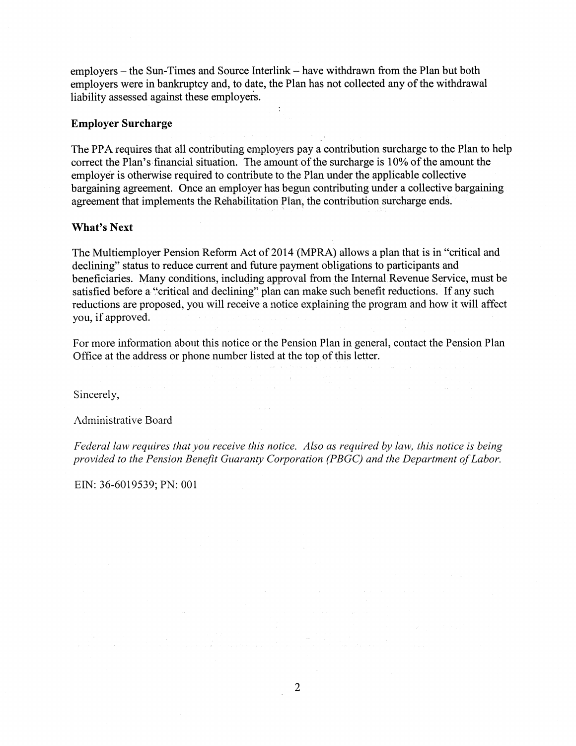employers – the Sun-Times and Source Interlink – have withdrawn from the Plan but both employers were in bankruptcy and, to date, the Plan has not collected any of the withdrawal liability assessed against these employers.

## Employer Surcharge

The PPA requires that all contributing employers pay a contribution surcharge to the Plan to help correct the Plan's financial situation. The amount of the surcharge is 10% of the amount the employer is otherwise required to contribute to the Plan under the applicable collective bargaining agreement. Once an employer has begun contributing under a collective bargaining agreement that implements the Rehabilitation Plan, the contribution surcharge ends.

## What's Next

The Multiemployer Pension Reform Act of 2014 (MPRA) allows a plan that is in "critical and declining" status to reduce current and future payment obligations to participants and beneficiaries. Many conditions, including approval from the Internal Revenue Service, must be satisfied before a "critical and declining" plan can make such benefit reductions. If any such reductions are proposed, you will receive a notice explaining the program and how it will affect you, if approved.

For more information about this notice or the Pension Plan in general, contact the Pension Plan Office at the address or phone number listed at the top of this letter.

Sincerely,

Administrative Board

*Federal law requires that you receive this notice. Also as required by law, this notice is being provided to the Pension Benefit Guaranty Corporation (PBGC) and the Department of Labor.*

EIN: 36-6019539; PN: 001